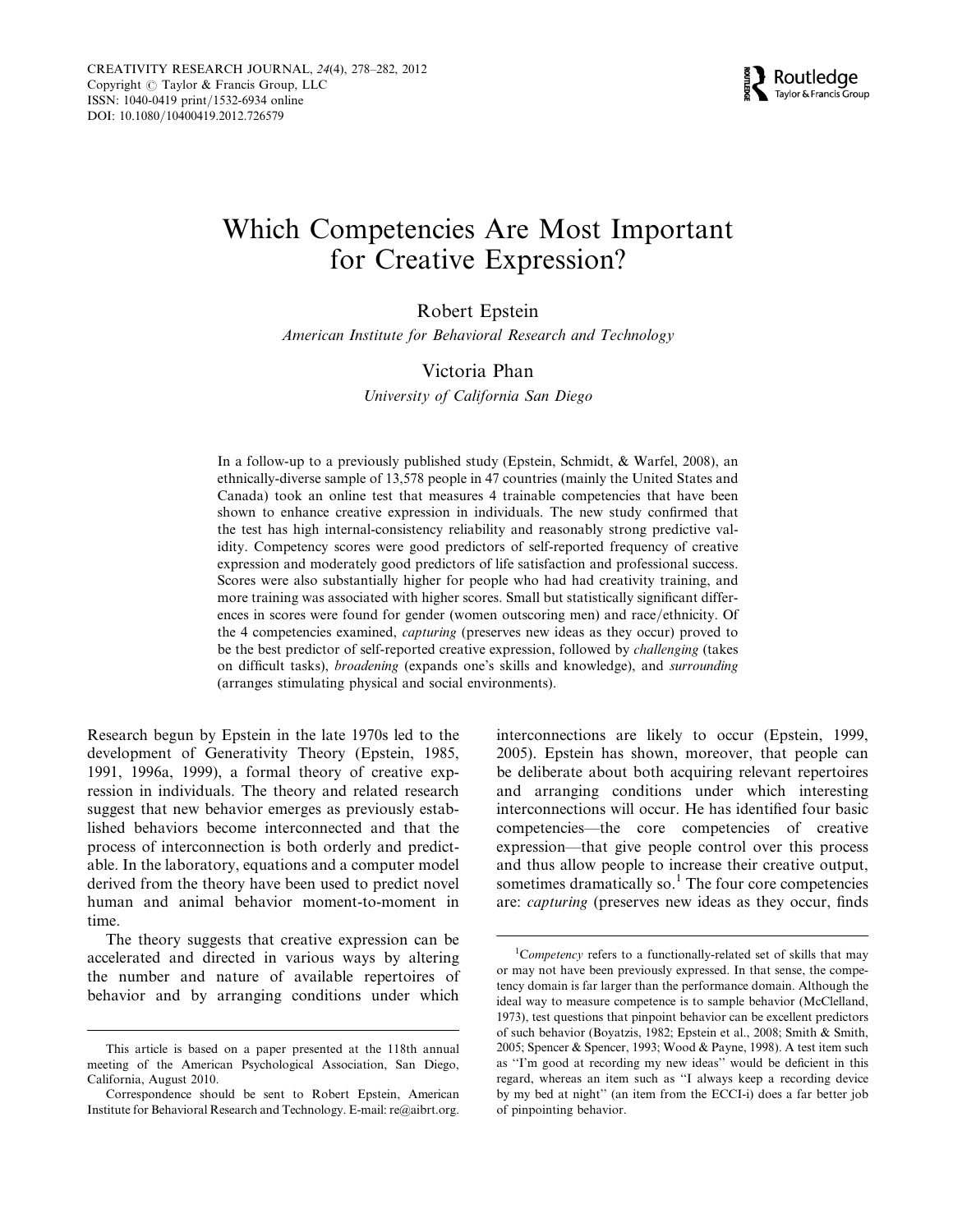# Which Competencies Are Most Important for Creative Expression?

Robert Epstein

*American Institute for Behavioral Research and Technology*

Victoria Phan

*University of California San Diego*

In a follow-up to a previously published study (Epstein, Schmidt, & Warfel, 2008), an ethnically-diverse sample of 13,578 people in 47 countries (mainly the United States and Canada) took an online test that measures 4 trainable competencies that have been shown to enhance creative expression in individuals. The new study confirmed that the test has high internal-consistency reliability and reasonably strong predictive validity. Competency scores were good predictors of self-reported frequency of creative expression and moderately good predictors of life satisfaction and professional success. Scores were also substantially higher for people who had had creativity training, and more training was associated with higher scores. Small but statistically significant differences in scores were found for gender (women outscoring men) and race/ethnicity. Of the 4 competencies examined, *capturing* (preserves new ideas as they occur) proved to be the best predictor of self-reported creative expression, followed by *challenging* (takes on difficult tasks), *broadening* (expands one's skills and knowledge), and *surrounding* (arranges stimulating physical and social environments).

Research begun by Epstein in the late 1970s led to the development of Generativity Theory (Epstein, 1985, 1991, 1996a, 1999), a formal theory of creative expression in individuals. The theory and related research suggest that new behavior emerges as previously established behaviors become interconnected and that the process of interconnection is both orderly and predictable. In the laboratory, equations and a computer model derived from the theory have been used to predict novel human and animal behavior moment-to-moment in time.

The theory suggests that creative expression can be accelerated and directed in various ways by altering the number and nature of available repertoires of behavior and by arranging conditions under which interconnections are likely to occur (Epstein, 1999, 2005). Epstein has shown, moreover, that people can be deliberate about both acquiring relevant repertoires and arranging conditions under which interesting interconnections will occur. He has identified four basic competencies—the core competencies of creative expression—that give people control over this process and thus allow people to increase their creative output, sometimes dramatically so.[1] The four core competencies are: *capturing* (preserves new ideas as they occur, finds

This article is based on a paper presented at the 118th annual meeting of the American Psychological Association, San Diego, California, August 2010.

Correspondence should be sent to Robert Epstein, American Institute for Behavioral Research and Technology. E-mail: re@aibrt.org.

[1] *Competency* refers to a functionally-related set of skills that may or may not have been previously expressed. In that sense, the competency domain is far larger than the performance domain. Although the ideal way to measure competence is to sample behavior (McClelland, 1973), test questions that pinpoint behavior can be excellent predictors of such behavior (Boyatzis, 1982; Epstein et al., 2008; Smith & Smith, 2005; Spencer & Spencer, 1993; Wood & Payne, 1998). A test item such as "I'm good at recording my new ideas" would be deficient in this regard, whereas an item such as "I always keep a recording device by my bed at night" (an item from the ECCI-i) does a far better job of pinpointing behavior.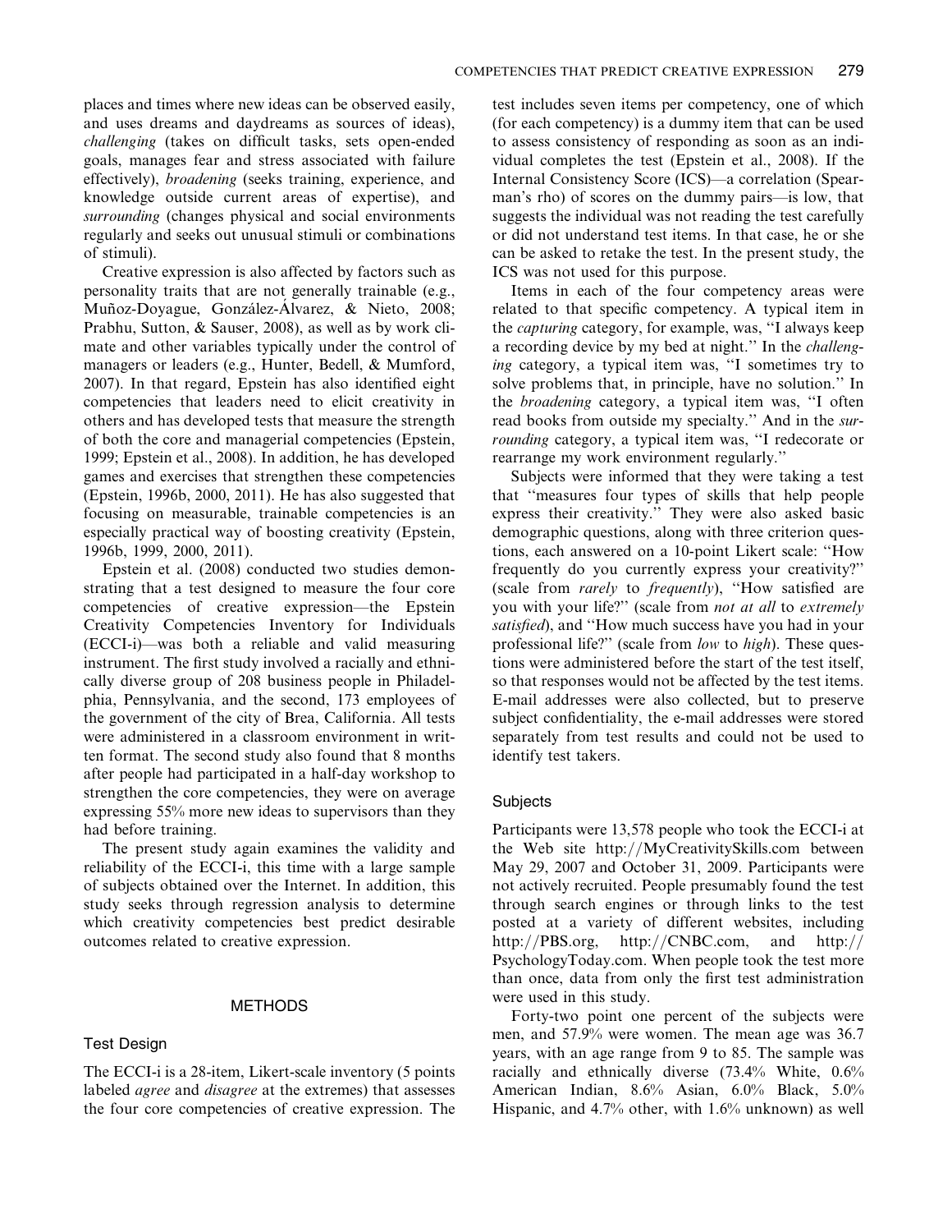places and times where new ideas can be observed easily, and uses dreams and daydreams as sources of ideas), *challenging* (takes on difficult tasks, sets open-ended goals, manages fear and stress associated with failure effectively), *broadening* (seeks training, experience, and knowledge outside current areas of expertise), and *surrounding* (changes physical and social environments regularly and seeks out unusual stimuli or combinations of stimuli).

Creative expression is also affected by factors such as personality traits that are not generally trainable (e.g., Muñoz-Doyague, González-Álvarez, & Nieto, 2008; Prabhu, Sutton, & Sauser, 2008), as well as by work climate and other variables typically under the control of managers or leaders (e.g., Hunter, Bedell, & Mumford, 2007). In that regard, Epstein has also identified eight competencies that leaders need to elicit creativity in others and has developed tests that measure the strength of both the core and managerial competencies (Epstein, 1999; Epstein et al., 2008). In addition, he has developed games and exercises that strengthen these competencies (Epstein, 1996b, 2000, 2011). He has also suggested that focusing on measurable, trainable competencies is an especially practical way of boosting creativity (Epstein, 1996b, 1999, 2000, 2011).

Epstein et al. (2008) conducted two studies demonstrating that a test designed to measure the four core competencies of creative expression—the Epstein Creativity Competencies Inventory for Individuals (ECCI-i)—was both a reliable and valid measuring instrument. The first study involved a racially and ethnically diverse group of 208 business people in Philadelphia, Pennsylvania, and the second, 173 employees of the government of the city of Brea, California. All tests were administered in a classroom environment in written format. The second study also found that 8 months after people had participated in a half-day workshop to strengthen the core competencies, they were on average expressing 55% more new ideas to supervisors than they had before training.

The present study again examines the validity and reliability of the ECCI-i, this time with a large sample of subjects obtained over the Internet. In addition, this study seeks through regression analysis to determine which creativity competencies best predict desirable outcomes related to creative expression.

## METHODS

### Test Design

The ECCI-i is a 28-item, Likert-scale inventory (5 points labeled *agree* and *disagree* at the extremes) that assesses the four core competencies of creative expression. The test includes seven items per competency, one of which (for each competency) is a dummy item that can be used to assess consistency of responding as soon as an individual completes the test (Epstein et al., 2008). If the Internal Consistency Score (ICS)—a correlation (Spearman's rho) of scores on the dummy pairs—is low, that suggests the individual was not reading the test carefully or did not understand test items. In that case, he or she can be asked to retake the test. In the present study, the ICS was not used for this purpose.

Items in each of the four competency areas were related to that specific competency. A typical item in the *capturing* category, for example, was, "I always keep a recording device by my bed at night." In the *challenging* category, a typical item was, "I sometimes try to solve problems that, in principle, have no solution." In the *broadening* category, a typical item was, "I often read books from outside my specialty." And in the *surrounding* category, a typical item was, "I redecorate or rearrange my work environment regularly."

Subjects were informed that they were taking a test that "measures four types of skills that help people express their creativity." They were also asked basic demographic questions, along with three criterion questions, each answered on a 10-point Likert scale: "How frequently do you currently express your creativity?" (scale from *rarely* to *frequently*), "How satisfied are you with your life?" (scale from *not at all* to *extremely satisfied*), and "How much success have you had in your professional life?" (scale from *low* to *high*). These questions were administered before the start of the test itself, so that responses would not be affected by the test items. E-mail addresses were also collected, but to preserve subject confidentiality, the e-mail addresses were stored separately from test results and could not be used to identify test takers.

### Subjects

Participants were 13,578 people who took the ECCI-i at the Web site http://MyCreativitySkills.com between May 29, 2007 and October 31, 2009. Participants were not actively recruited. People presumably found the test through search engines or through links to the test posted at a variety of different websites, including http://PBS.org, http://CNBC.com, and http://PsychologyToday.com. When people took the test more than once, data from only the first test administration were used in this study.

Forty-two point one percent of the subjects were men, and 57.9% were women. The mean age was 36.7 years, with an age range from 9 to 85. The sample was racially and ethnically diverse (73.4% White, 0.6% American Indian, 8.6% Asian, 6.0% Black, 5.0% Hispanic, and 4.7% other, with 1.6% unknown) as well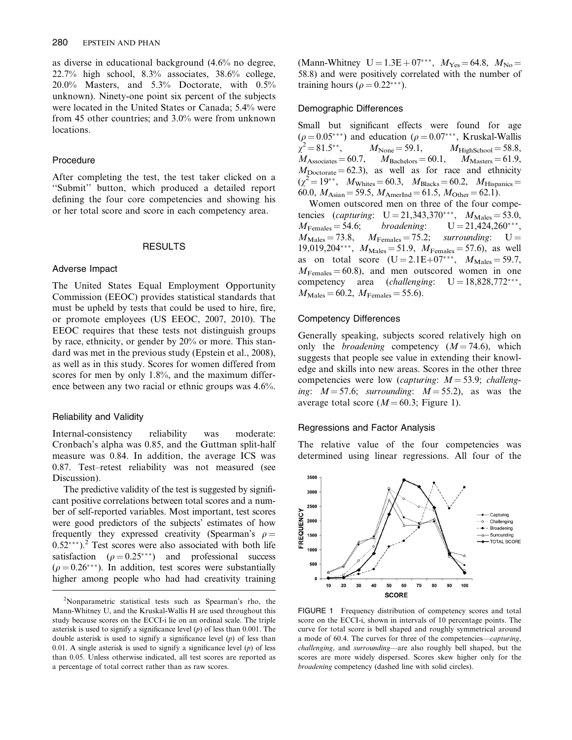as diverse in educational background (4.6% no degree, 22.7% high school, 8.3% associates, 38.6% college, 20.0% Masters, and 5.3% Doctorate, with 0.5% unknown). Ninety-one point six percent of the subjects were located in the United States or Canada; 5.4% were from 45 other countries; and 3.0% were from unknown locations.

### Procedure

After completing the test, the test taker clicked on a "Submit" button, which produced a detailed report defining the four core competencies and showing his or her total score and score in each competency area.

## RESULTS

### Adverse Impact

The United States Equal Employment Opportunity Commission (EEOC) provides statistical standards that must be upheld by tests that could be used to hire, fire, or promote employees (US EEOC, 2007, 2010). The EEOC requires that these tests not distinguish groups by race, ethnicity, or gender by 20% or more. This standard was met in the previous study (Epstein et al., 2008), as well as in this study. Scores for women differed from scores for men by only 1.8%, and the maximum difference between any two racial or ethnic groups was 4.6%.

### Reliability and Validity

Internal-consistency reliability was moderate: Cronbach's alpha was 0.85, and the Guttman split-half measure was 0.84. In addition, the average ICS was 0.87. Test–retest reliability was not measured (see Discussion).

The predictive validity of the test is suggested by significant positive correlations between total scores and a number of self-reported variables. Most important, test scores were good predictors of the subjects' estimates of how frequently they expressed creativity (Spearman's $\rho = 0.52^{***}$).[2] Test scores were also associated with both life satisfaction ($\rho = 0.25^{***}$) and professional success ($\rho = 0.26^{***}$). In addition, test scores were substantially higher among people who had had creativity training (Mann-Whitney $U = 1.3E+07^{***}$, $M_{Yes} = 64.8$, $M_{No} = 58.8$) and were positively correlated with the number of training hours ($\rho = 0.22^{***}$).

### Demographic Differences

Small but significant effects were found for age ($\rho = 0.05^{***}$) and education ($\rho = 0.07^{***}$, Kruskal-Wallis $\chi^2 = 81.5^{**}$, $M_{None} = 59.1$, $M_{HighSchool} = 58.8$, $M_{Associates} = 60.7$, $M_{Bachelors} = 60.1$, $M_{Masters} = 61.9$, $M_{Doctorate} = 62.3$), as well as for race and ethnicity ($\chi^2 = 19^{**}$, $M_{Whites} = 60.3$, $M_{Blacks} = 60.2$, $M_{Hispanics} = 60.0$, $M_{Asian} = 59.5$, $M_{AmerInd} = 61.5$, $M_{Other} = 62.1$).

Women outscored men on three of the four competencies (*capturing*: $U = 21{,}343{,}370^{***}$, $M_{Males} = 53.0$, $M_{Females} = 54.6$; *broadening*: $U = 21{,}424{,}260^{***}$, $M_{Males} = 73.8$, $M_{Females} = 75.2$; *surrounding*: $U = 19{,}019{,}204^{***}$, $M_{Males} = 51.9$, $M_{Females} = 57.6$), as well as on total score ($U = 2.1E+07^{***}$, $M_{Males} = 59.7$, $M_{Females} = 60.8$), and men outscored women in one competency area (*challenging*: $U = 18{,}828{,}772^{***}$, $M_{Males} = 60.2$, $M_{Females} = 55.6$).

### Competency Differences

Generally speaking, subjects scored relatively high on only the *broadening* competency ($M = 74.6$), which suggests that people see value in extending their knowledge and skills into new areas. Scores in the other three competencies were low (*capturing*: $M = 53.9$; *challenging*: $M = 57.6$; *surrounding*: $M = 55.2$), as was the average total score ($M = 60.3$; Figure 1).

### Regressions and Factor Analysis

The relative value of the four competencies was determined using linear regressions. All four of the

FIGURE 1 Frequency distribution of competency scores and total score on the ECCI-i, shown in intervals of 10 percentage points. The curve for total score is bell shaped and roughly symmetrical around a mode of 60.4. The curves for three of the competencies—*capturing*, *challenging*, and *surrounding*—are also roughly bell shaped, but the scores are more widely dispersed. Scores skew higher only for the *broadening* competency (dashed line with solid circles).

[2] Nonparametric statistical tests such as Spearman's rho, the Mann-Whitney U, and the Kruskal-Wallis H are used throughout this study because scores on the ECCI-i lie on an ordinal scale. The triple asterisk is used to signify a significance level ($p$) of less than 0.001. The double asterisk is used to signify a significance level ($p$) of less than 0.01. A single asterisk is used to signify a significance level ($p$) of less than 0.05. Unless otherwise indicated, all test scores are reported as a percentage of total correct rather than as raw scores.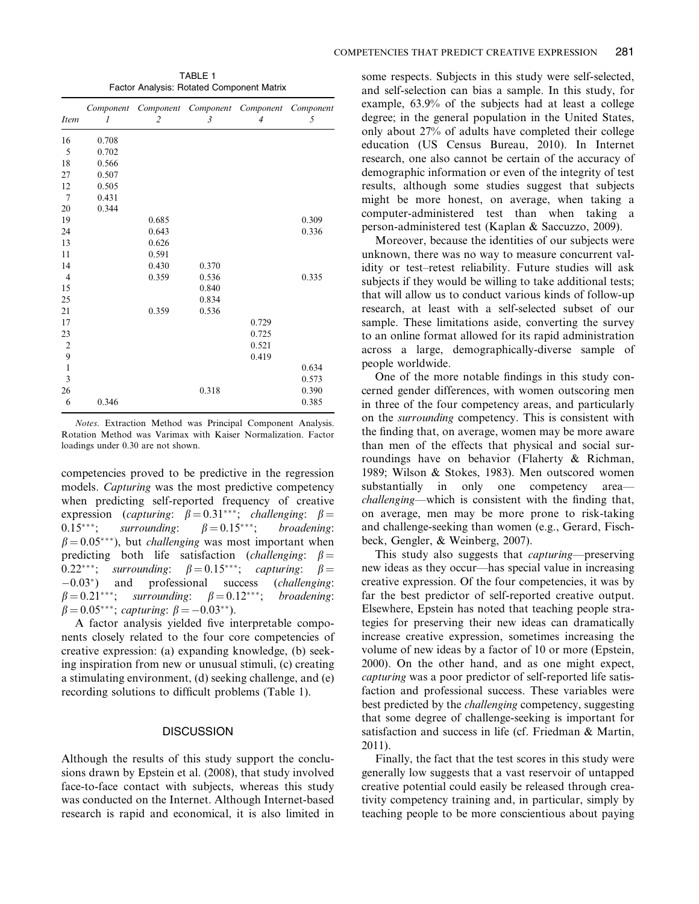TABLE 1
Factor Analysis: Rotated Component Matrix

| *Item* | *Component 1* | *Component 2* | *Component 3* | *Component 4* | *Component 5* |
|---|---|---|---|---|---|
| 16 | 0.708 | | | | |
| 5 | 0.702 | | | | |
| 18 | 0.566 | | | | |
| 27 | 0.507 | | | | |
| 12 | 0.505 | | | | |
| 7 | 0.431 | | | | |
| 20 | 0.344 | | | | |
| 19 | | 0.685 | | | 0.309 |
| 24 | | 0.643 | | | 0.336 |
| 13 | | 0.626 | | | |
| 11 | | 0.591 | | | |
| 14 | | 0.430 | 0.370 | | |
| 4 | | 0.359 | 0.536 | | 0.335 |
| 15 | | | 0.840 | | |
| 25 | | | 0.834 | | |
| 21 | | 0.359 | 0.536 | | |
| 17 | | | | 0.729 | |
| 23 | | | | 0.725 | |
| 2 | | | | 0.521 | |
| 9 | | | | 0.419 | |
| 1 | | | | | 0.634 |
| 3 | | | | | 0.573 |
| 26 | | | 0.318 | | 0.390 |
| 6 | 0.346 | | | | 0.385 |

*Notes.* Extraction Method was Principal Component Analysis. Rotation Method was Varimax with Kaiser Normalization. Factor loadings under 0.30 are not shown.

competencies proved to be predictive in the regression models. *Capturing* was the most predictive competency when predicting self-reported frequency of creative expression (*capturing*: $\beta = 0.31^{***}$; *challenging*: $\beta = 0.15^{***}$; *surrounding*: $\beta = 0.15^{***}$; *broadening*: $\beta = 0.05^{***}$), but *challenging* was most important when predicting both life satisfaction (*challenging*: $\beta = 0.22^{***}$; *surrounding*: $\beta = 0.15^{***}$; *capturing*: $\beta = -0.03^{*}$) and professional success (*challenging*: $\beta = 0.21^{***}$; *surrounding*: $\beta = 0.12^{***}$; *broadening*: $\beta = 0.05^{***}$; *capturing*: $\beta = -0.03^{**}$).

A factor analysis yielded five interpretable components closely related to the four core competencies of creative expression: (a) expanding knowledge, (b) seeking inspiration from new or unusual stimuli, (c) creating a stimulating environment, (d) seeking challenge, and (e) recording solutions to difficult problems (Table 1).

## DISCUSSION

Although the results of this study support the conclusions drawn by Epstein et al. (2008), that study involved face-to-face contact with subjects, whereas this study was conducted on the Internet. Although Internet-based research is rapid and economical, it is also limited in some respects. Subjects in this study were self-selected, and self-selection can bias a sample. In this study, for example, 63.9% of the subjects had at least a college degree; in the general population in the United States, only about 27% of adults have completed their college education (US Census Bureau, 2010). In Internet research, one also cannot be certain of the accuracy of demographic information or even of the integrity of test results, although some studies suggest that subjects might be more honest, on average, when taking a computer-administered test than when taking a person-administered test (Kaplan & Saccuzzo, 2009).

Moreover, because the identities of our subjects were unknown, there was no way to measure concurrent validity or test–retest reliability. Future studies will ask subjects if they would be willing to take additional tests; that will allow us to conduct various kinds of follow-up research, at least with a self-selected subset of our sample. These limitations aside, converting the survey to an online format allowed for its rapid administration across a large, demographically-diverse sample of people worldwide.

One of the more notable findings in this study concerned gender differences, with women outscoring men in three of the four competency areas, and particularly on the *surrounding* competency. This is consistent with the finding that, on average, women may be more aware than men of the effects that physical and social surroundings have on behavior (Flaherty & Richman, 1989; Wilson & Stokes, 1983). Men outscored women substantially in only one competency area—*challenging*—which is consistent with the finding that, on average, men may be more prone to risk-taking and challenge-seeking than women (e.g., Gerard, Fischbeck, Gengler, & Weinberg, 2007).

This study also suggests that *capturing*—preserving new ideas as they occur—has special value in increasing creative expression. Of the four competencies, it was by far the best predictor of self-reported creative output. Elsewhere, Epstein has noted that teaching people strategies for preserving their new ideas can dramatically increase creative expression, sometimes increasing the volume of new ideas by a factor of 10 or more (Epstein, 2000). On the other hand, and as one might expect, *capturing* was a poor predictor of self-reported life satisfaction and professional success. These variables were best predicted by the *challenging* competency, suggesting that some degree of challenge-seeking is important for satisfaction and success in life (cf. Friedman & Martin, 2011).

Finally, the fact that the test scores in this study were generally low suggests that a vast reservoir of untapped creative potential could easily be released through creativity competency training and, in particular, simply by teaching people to be more conscientious about paying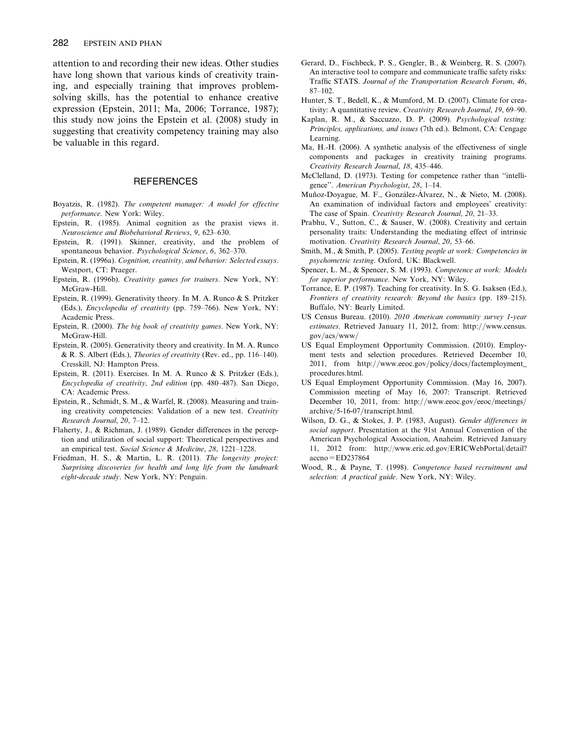attention to and recording their new ideas. Other studies have long shown that various kinds of creativity training, and especially training that improves problem-solving skills, has the potential to enhance creative expression (Epstein, 2011; Ma, 2006; Torrance, 1987); this study now joins the Epstein et al. (2008) study in suggesting that creativity competency training may also be valuable in this regard.

## REFERENCES

Boyatzis, R. (1982). *The competent manager: A model for effective performance*. New York: Wiley.

Epstein, R. (1985). Animal cognition as the praxist views it. *Neuroscience and Biobehavioral Reviews*, *9*, 623–630.

Epstein, R. (1991). Skinner, creativity, and the problem of spontaneous behavior. *Psychological Science*, *6*, 362–370.

Epstein, R. (1996a). *Cognition, creativity, and behavior: Selected essays*. Westport, CT: Praeger.

Epstein, R. (1996b). *Creativity games for trainers*. New York, NY: McGraw-Hill.

Epstein, R. (1999). Generativity theory. In M. A. Runco & S. Pritzker (Eds.), *Encyclopedia of creativity* (pp. 759–766). New York, NY: Academic Press.

Epstein, R. (2000). *The big book of creativity games*. New York, NY: McGraw-Hill.

Epstein, R. (2005). Generativity theory and creativity. In M. A. Runco & R. S. Albert (Eds.), *Theories of creativity* (Rev. ed., pp. 116–140). Cresskill, NJ: Hampton Press.

Epstein, R. (2011). Exercises. In M. A. Runco & S. Pritzker (Eds.), *Encyclopedia of creativity, 2nd edition* (pp. 480–487). San Diego, CA: Academic Press.

Epstein, R., Schmidt, S. M., & Warfel, R. (2008). Measuring and training creativity competencies: Validation of a new test. *Creativity Research Journal*, *20*, 7–12.

Flaherty, J., & Richman, J. (1989). Gender differences in the perception and utilization of social support: Theoretical perspectives and an empirical test. *Social Science & Medicine*, *28*, 1221–1228.

Friedman, H. S., & Martin, L. R. (2011). *The longevity project: Surprising discoveries for health and long life from the landmark eight-decade study*. New York, NY: Penguin.

Gerard, D., Fischbeck, P. S., Gengler, B., & Weinberg, R. S. (2007). An interactive tool to compare and communicate traffic safety risks: Traffic STATS. *Journal of the Transportation Research Forum*, *46*, 87–102.

Hunter, S. T., Bedell, K., & Mumford, M. D. (2007). Climate for creativity: A quantitative review. *Creativity Research Journal*, *19*, 69–90.

Kaplan, R. M., & Saccuzzo, D. P. (2009). *Psychological testing: Principles, applications, and issues* (7th ed.). Belmont, CA: Cengage Learning.

Ma, H.-H. (2006). A synthetic analysis of the effectiveness of single components and packages in creativity training programs. *Creativity Research Journal*, *18*, 435–446.

McClelland, D. (1973). Testing for competence rather than "intelligence". *American Psychologist*, *28*, 1–14.

Muñoz-Doyague, M. F., González-Álvarez, N., & Nieto, M. (2008). An examination of individual factors and employees' creativity: The case of Spain. *Creativity Research Journal*, *20*, 21–33.

Prabhu, V., Sutton, C., & Sauser, W. (2008). Creativity and certain personality traits: Understanding the mediating effect of intrinsic motivation. *Creativity Research Journal*, *20*, 53–66.

Smith, M., & Smith, P. (2005). *Testing people at work: Competencies in psychometric testing*. Oxford, UK: Blackwell.

Spencer, L. M., & Spencer, S. M. (1993). *Competence at work: Models for superior performance*. New York, NY: Wiley.

Torrance, E. P. (1987). Teaching for creativity. In S. G. Isaksen (Ed.), *Frontiers of creativity research: Beyond the basics* (pp. 189–215). Buffalo, NY: Bearly Limited.

US Census Bureau. (2010). *2010 American community survey 1-year estimates*. Retrieved January 11, 2012, from: http://www.census.gov/acs/www/

US Equal Employment Opportunity Commission. (2010). Employment tests and selection procedures. Retrieved December 10, 2011, from http://www.eeoc.gov/policy/docs/factemployment_procedures.html.

US Equal Employment Opportunity Commission. (May 16, 2007). Commission meeting of May 16, 2007: Transcript. Retrieved December 10, 2011, from: http://www.eeoc.gov/eeoc/meetings/archive/5-16-07/transcript.html.

Wilson, D. G., & Stokes, J. P. (1983, August). *Gender differences in social support*. Presentation at the 91st Annual Convention of the American Psychological Association, Anaheim. Retrieved January 11, 2012 from: http://www.eric.ed.gov/ERICWebPortal/detail?accno=ED237864

Wood, R., & Payne, T. (1998). *Competence based recruitment and selection: A practical guide*. New York, NY: Wiley.